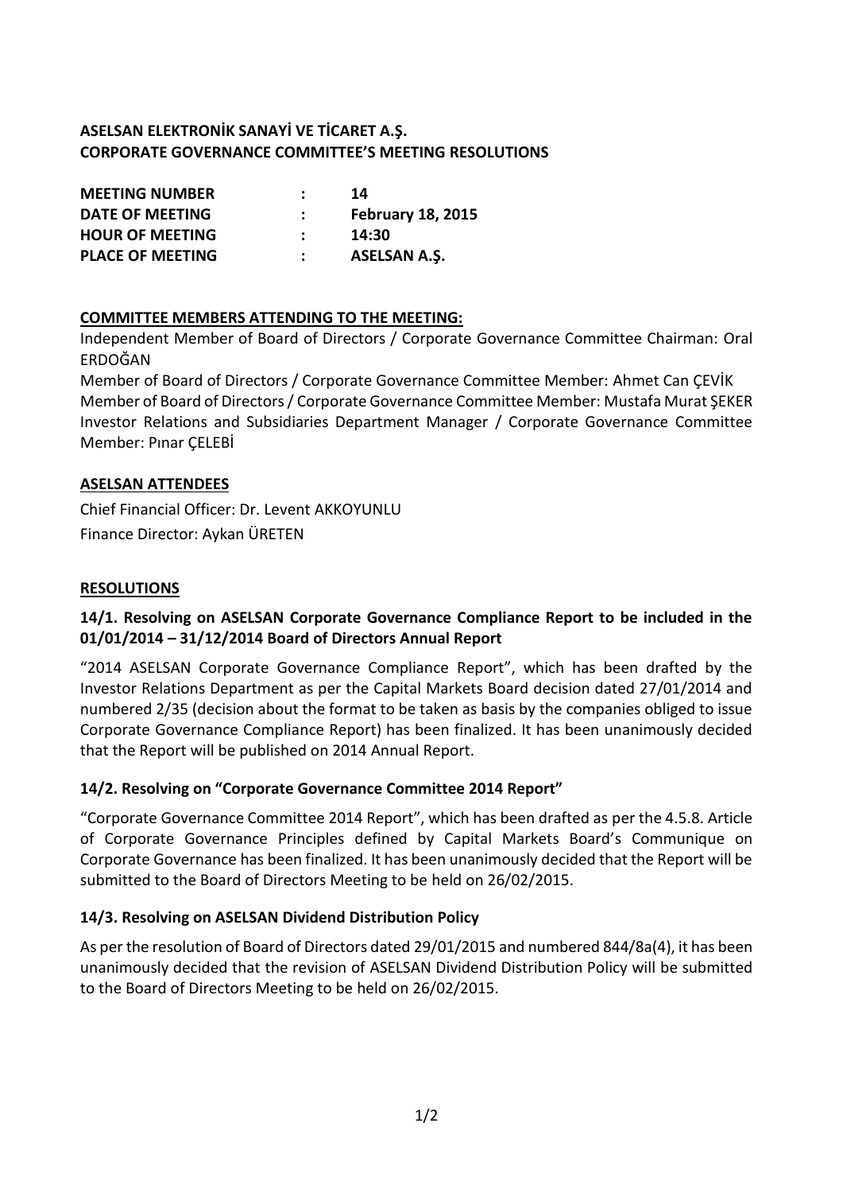## ASELSAN ELEKTRONİK SANAYİ VE TİCARET A.Ş.
## CORPORATE GOVERNANCE COMMITTEE'S MEETING RESOLUTIONS

| | | |
|---|---|---|
| **MEETING NUMBER** | **:** | **14** |
| **DATE OF MEETING** | **:** | **February 18, 2015** |
| **HOUR OF MEETING** | **:** | **14:30** |
| **PLACE OF MEETING** | **:** | **ASELSAN A.Ş.** |

**COMMITTEE MEMBERS ATTENDING TO THE MEETING:**

Independent Member of Board of Directors / Corporate Governance Committee Chairman: Oral ERDOĞAN

Member of Board of Directors / Corporate Governance Committee Member: Ahmet Can ÇEVİK

Member of Board of Directors / Corporate Governance Committee Member: Mustafa Murat ŞEKER

Investor Relations and Subsidiaries Department Manager / Corporate Governance Committee Member: Pınar ÇELEBİ

**ASELSAN ATTENDEES**

Chief Financial Officer: Dr. Levent AKKOYUNLU

Finance Director: Aykan ÜRETEN

**RESOLUTIONS**

### 14/1. Resolving on ASELSAN Corporate Governance Compliance Report to be included in the 01/01/2014 – 31/12/2014 Board of Directors Annual Report

"2014 ASELSAN Corporate Governance Compliance Report", which has been drafted by the Investor Relations Department as per the Capital Markets Board decision dated 27/01/2014 and numbered 2/35 (decision about the format to be taken as basis by the companies obliged to issue Corporate Governance Compliance Report) has been finalized. It has been unanimously decided that the Report will be published on 2014 Annual Report.

### 14/2. Resolving on "Corporate Governance Committee 2014 Report"

"Corporate Governance Committee 2014 Report", which has been drafted as per the 4.5.8. Article of Corporate Governance Principles defined by Capital Markets Board's Communique on Corporate Governance has been finalized. It has been unanimously decided that the Report will be submitted to the Board of Directors Meeting to be held on 26/02/2015.

### 14/3. Resolving on ASELSAN Dividend Distribution Policy

As per the resolution of Board of Directors dated 29/01/2015 and numbered 844/8a(4), it has been unanimously decided that the revision of ASELSAN Dividend Distribution Policy will be submitted to the Board of Directors Meeting to be held on 26/02/2015.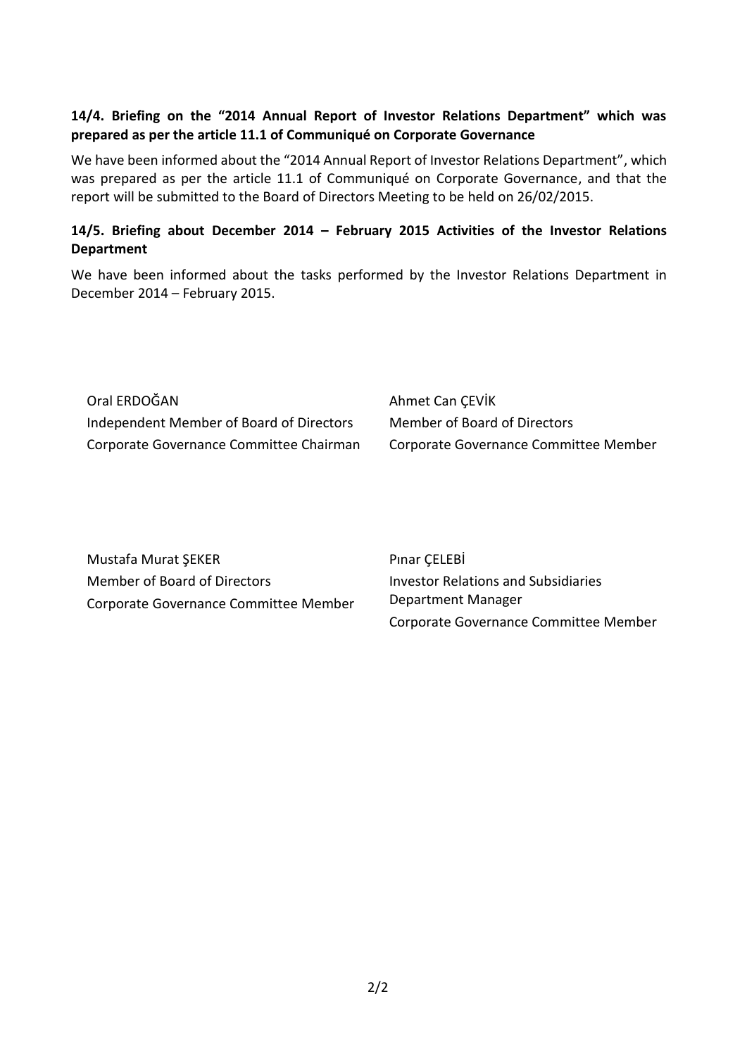**14/4. Briefing on the “2014 Annual Report of Investor Relations Department” which was prepared as per the article 11.1 of Communiqué on Corporate Governance**

We have been informed about the “2014 Annual Report of Investor Relations Department”, which was prepared as per the article 11.1 of Communiqué on Corporate Governance, and that the report will be submitted to the Board of Directors Meeting to be held on 26/02/2015.

**14/5. Briefing about December 2014 – February 2015 Activities of the Investor Relations Department**

We have been informed about the tasks performed by the Investor Relations Department in December 2014 – February 2015.

Oral ERDOĞAN
Independent Member of Board of Directors
Corporate Governance Committee Chairman

Ahmet Can ÇEVİK
Member of Board of Directors
Corporate Governance Committee Member

Mustafa Murat ŞEKER
Member of Board of Directors
Corporate Governance Committee Member

Pınar ÇELEBİ
Investor Relations and Subsidiaries Department Manager
Corporate Governance Committee Member